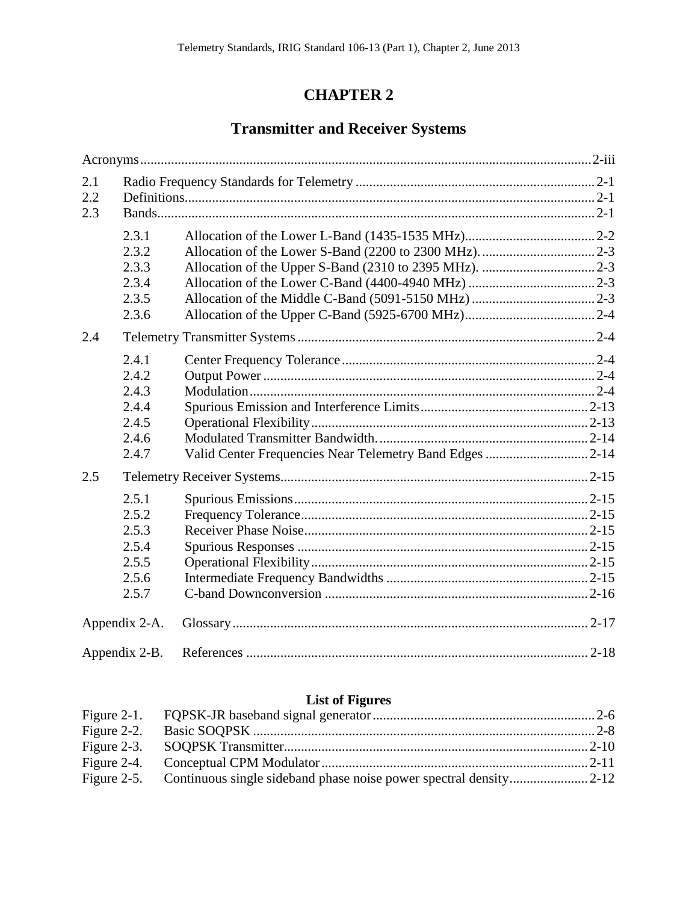# CHAPTER 2

## Transmitter and Receiver Systems

Acronyms ............ 2-iii

2.1 Radio Frequency Standards for Telemetry ............ 2-1
2.2 Definitions ............ 2-1
2.3 Bands ............ 2-1

- 2.3.1 Allocation of the Lower L-Band (1435-1535 MHz) ............ 2-2
- 2.3.2 Allocation of the Lower S-Band (2200 to 2300 MHz). ............ 2-3
- 2.3.3 Allocation of the Upper S-Band (2310 to 2395 MHz). ............ 2-3
- 2.3.4 Allocation of the Lower C-Band (4400-4940 MHz) ............ 2-3
- 2.3.5 Allocation of the Middle C-Band (5091-5150 MHz) ............ 2-3
- 2.3.6 Allocation of the Upper C-Band (5925-6700 MHz) ............ 2-4

2.4 Telemetry Transmitter Systems ............ 2-4

- 2.4.1 Center Frequency Tolerance ............ 2-4
- 2.4.2 Output Power ............ 2-4
- 2.4.3 Modulation ............ 2-4
- 2.4.4 Spurious Emission and Interference Limits ............ 2-13
- 2.4.5 Operational Flexibility ............ 2-13
- 2.4.6 Modulated Transmitter Bandwidth. ............ 2-14
- 2.4.7 Valid Center Frequencies Near Telemetry Band Edges ............ 2-14

2.5 Telemetry Receiver Systems ............ 2-15

- 2.5.1 Spurious Emissions ............ 2-15
- 2.5.2 Frequency Tolerance ............ 2-15
- 2.5.3 Receiver Phase Noise ............ 2-15
- 2.5.4 Spurious Responses ............ 2-15
- 2.5.5 Operational Flexibility ............ 2-15
- 2.5.6 Intermediate Frequency Bandwidths ............ 2-15
- 2.5.7 C-band Downconversion ............ 2-16

Appendix 2-A. Glossary ............ 2-17

Appendix 2-B. References ............ 2-18

### List of Figures

Figure 2-1. FQPSK-JR baseband signal generator ............ 2-6
Figure 2-2. Basic SOQPSK ............ 2-8
Figure 2-3. SOQPSK Transmitter ............ 2-10
Figure 2-4. Conceptual CPM Modulator ............ 2-11
Figure 2-5. Continuous single sideband phase noise power spectral density ............ 2-12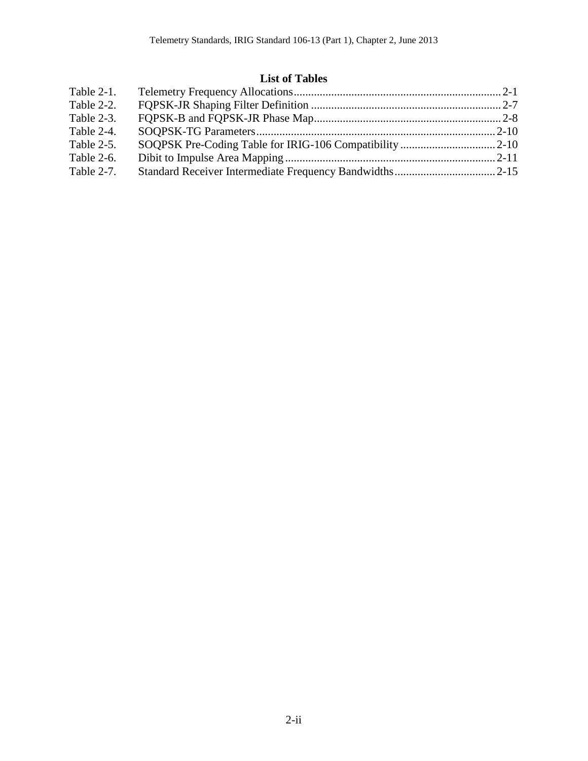## List of Tables

| | | |
|---|---|---|
| Table 2-1. | Telemetry Frequency Allocations | 2-1 |
| Table 2-2. | FQPSK-JR Shaping Filter Definition | 2-7 |
| Table 2-3. | FQPSK-B and FQPSK-JR Phase Map | 2-8 |
| Table 2-4. | SOQPSK-TG Parameters | 2-10 |
| Table 2-5. | SOQPSK Pre-Coding Table for IRIG-106 Compatibility | 2-10 |
| Table 2-6. | Dibit to Impulse Area Mapping | 2-11 |
| Table 2-7. | Standard Receiver Intermediate Frequency Bandwidths | 2-15 |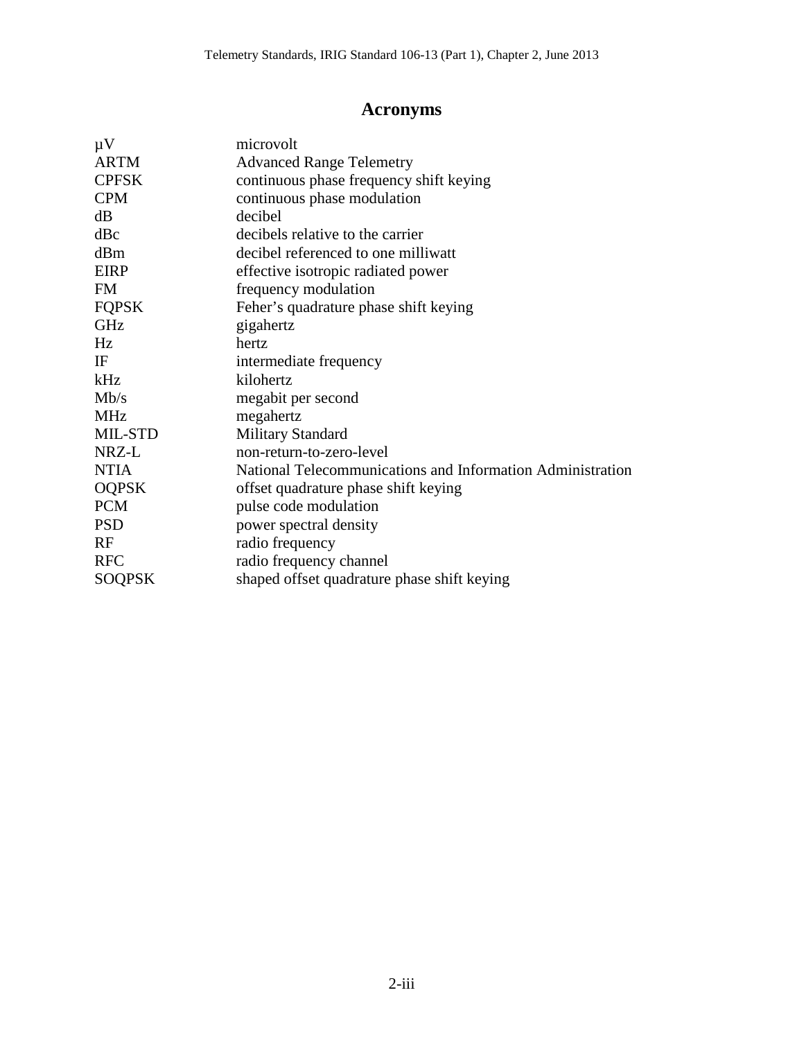# Acronyms

| | |
|---|---|
| µV | microvolt |
| ARTM | Advanced Range Telemetry |
| CPFSK | continuous phase frequency shift keying |
| CPM | continuous phase modulation |
| dB | decibel |
| dBc | decibels relative to the carrier |
| dBm | decibel referenced to one milliwatt |
| EIRP | effective isotropic radiated power |
| FM | frequency modulation |
| FQPSK | Feher's quadrature phase shift keying |
| GHz | gigahertz |
| Hz | hertz |
| IF | intermediate frequency |
| kHz | kilohertz |
| Mb/s | megabit per second |
| MHz | megahertz |
| MIL-STD | Military Standard |
| NRZ-L | non-return-to-zero-level |
| NTIA | National Telecommunications and Information Administration |
| OQPSK | offset quadrature phase shift keying |
| PCM | pulse code modulation |
| PSD | power spectral density |
| RF | radio frequency |
| RFC | radio frequency channel |
| SOQPSK | shaped offset quadrature phase shift keying |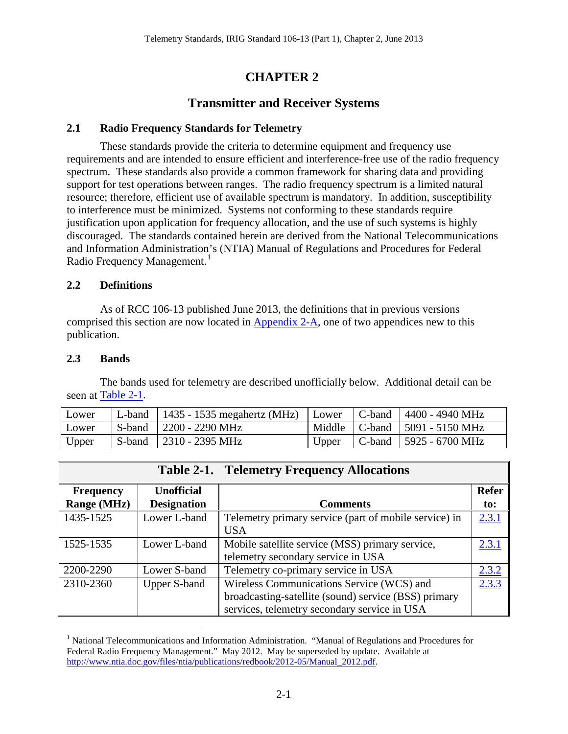# CHAPTER 2

## Transmitter and Receiver Systems

### 2.1 Radio Frequency Standards for Telemetry

These standards provide the criteria to determine equipment and frequency use requirements and are intended to ensure efficient and interference-free use of the radio frequency spectrum. These standards also provide a common framework for sharing data and providing support for test operations between ranges. The radio frequency spectrum is a limited natural resource; therefore, efficient use of available spectrum is mandatory. In addition, susceptibility to interference must be minimized. Systems not conforming to these standards require justification upon application for frequency allocation, and the use of such systems is highly discouraged. The standards contained herein are derived from the National Telecommunications and Information Administration's (NTIA) Manual of Regulations and Procedures for Federal Radio Frequency Management.[1]

### 2.2 Definitions

As of RCC 106-13 published June 2013, the definitions that in previous versions comprised this section are now located in Appendix 2-A, one of two appendices new to this publication.

### 2.3 Bands

The bands used for telemetry are described unofficially below. Additional detail can be seen at Table 2-1.

| | | | | | |
|---|---|---|---|---|---|
| Lower | L-band | 1435 - 1535 megahertz (MHz) | Lower | C-band | 4400 - 4940 MHz |
| Lower | S-band | 2200 - 2290 MHz | Middle | C-band | 5091 - 5150 MHz |
| Upper | S-band | 2310 - 2395 MHz | Upper | C-band | 5925 - 6700 MHz |

**Table 2-1. Telemetry Frequency Allocations**

| Frequency Range (MHz) | Unofficial Designation | Comments | Refer to: |
|---|---|---|---|
| 1435-1525 | Lower L-band | Telemetry primary service (part of mobile service) in USA | 2.3.1 |
| 1525-1535 | Lower L-band | Mobile satellite service (MSS) primary service, telemetry secondary service in USA | 2.3.1 |
| 2200-2290 | Lower S-band | Telemetry co-primary service in USA | 2.3.2 |
| 2310-2360 | Upper S-band | Wireless Communications Service (WCS) and broadcasting-satellite (sound) service (BSS) primary services, telemetry secondary service in USA | 2.3.3 |

[1] National Telecommunications and Information Administration. "Manual of Regulations and Procedures for Federal Radio Frequency Management." May 2012. May be superseded by update. Available at http://www.ntia.doc.gov/files/ntia/publications/redbook/2012-05/Manual_2012.pdf.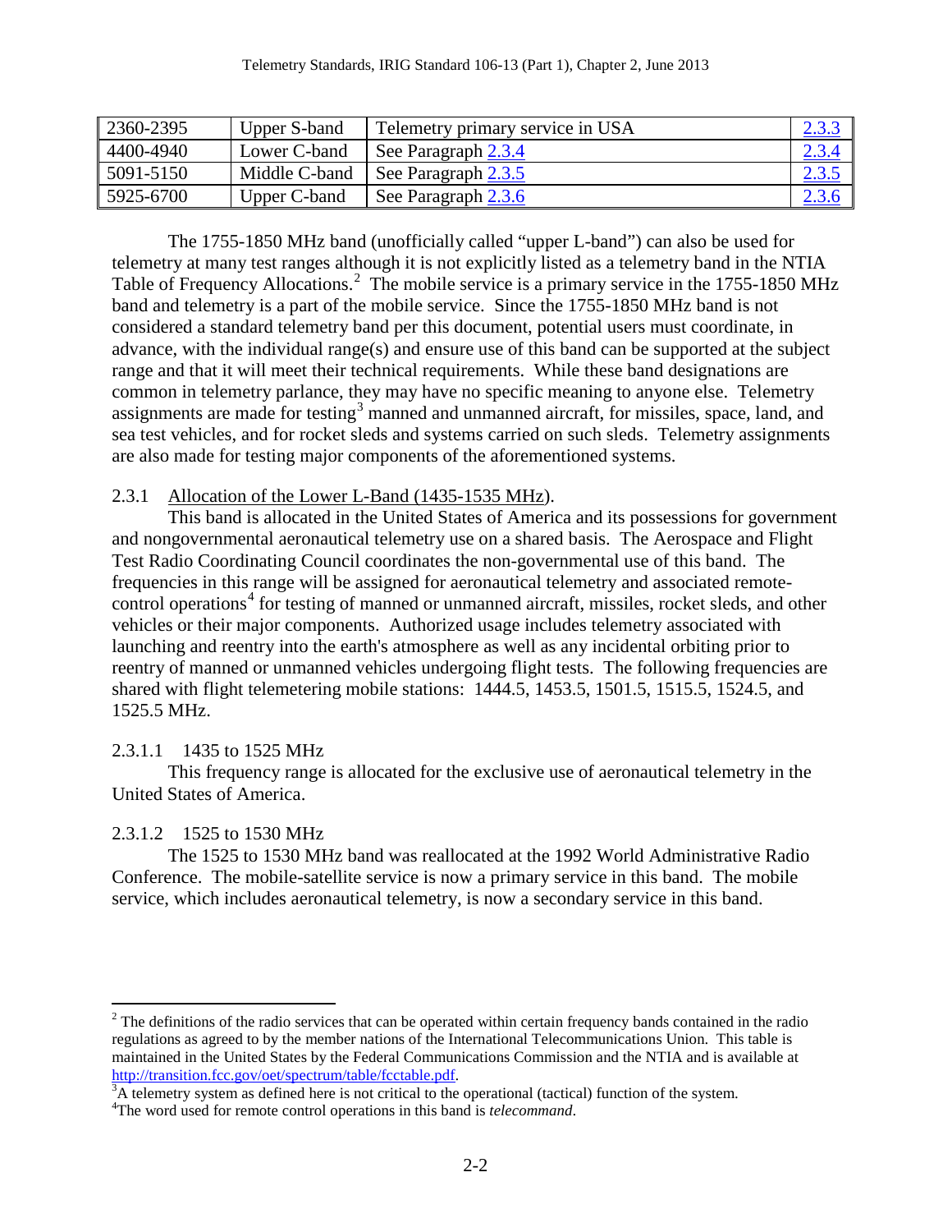| 2360-2395 | Upper S-band | Telemetry primary service in USA | 2.3.3 |
|---|---|---|---|
| 4400-4940 | Lower C-band | See Paragraph 2.3.4 | 2.3.4 |
| 5091-5150 | Middle C-band | See Paragraph 2.3.5 | 2.3.5 |
| 5925-6700 | Upper C-band | See Paragraph 2.3.6 | 2.3.6 |

The 1755-1850 MHz band (unofficially called “upper L-band”) can also be used for telemetry at many test ranges although it is not explicitly listed as a telemetry band in the NTIA Table of Frequency Allocations.[2] The mobile service is a primary service in the 1755-1850 MHz band and telemetry is a part of the mobile service. Since the 1755-1850 MHz band is not considered a standard telemetry band per this document, potential users must coordinate, in advance, with the individual range(s) and ensure use of this band can be supported at the subject range and that it will meet their technical requirements. While these band designations are common in telemetry parlance, they may have no specific meaning to anyone else. Telemetry assignments are made for testing[3] manned and unmanned aircraft, for missiles, space, land, and sea test vehicles, and for rocket sleds and systems carried on such sleds. Telemetry assignments are also made for testing major components of the aforementioned systems.

### 2.3.1 Allocation of the Lower L-Band (1435-1535 MHz).

This band is allocated in the United States of America and its possessions for government and nongovernmental aeronautical telemetry use on a shared basis. The Aerospace and Flight Test Radio Coordinating Council coordinates the non-governmental use of this band. The frequencies in this range will be assigned for aeronautical telemetry and associated remote-control operations[4] for testing of manned or unmanned aircraft, missiles, rocket sleds, and other vehicles or their major components. Authorized usage includes telemetry associated with launching and reentry into the earth's atmosphere as well as any incidental orbiting prior to reentry of manned or unmanned vehicles undergoing flight tests. The following frequencies are shared with flight telemetering mobile stations: 1444.5, 1453.5, 1501.5, 1515.5, 1524.5, and 1525.5 MHz.

#### 2.3.1.1 1435 to 1525 MHz

This frequency range is allocated for the exclusive use of aeronautical telemetry in the United States of America.

#### 2.3.1.2 1525 to 1530 MHz

The 1525 to 1530 MHz band was reallocated at the 1992 World Administrative Radio Conference. The mobile-satellite service is now a primary service in this band. The mobile service, which includes aeronautical telemetry, is now a secondary service in this band.

---

[2] The definitions of the radio services that can be operated within certain frequency bands contained in the radio regulations as agreed to by the member nations of the International Telecommunications Union. This table is maintained in the United States by the Federal Communications Commission and the NTIA and is available at http://transition.fcc.gov/oet/spectrum/table/fcctable.pdf.

[3] A telemetry system as defined here is not critical to the operational (tactical) function of the system.

[4] The word used for remote control operations in this band is *telecommand*.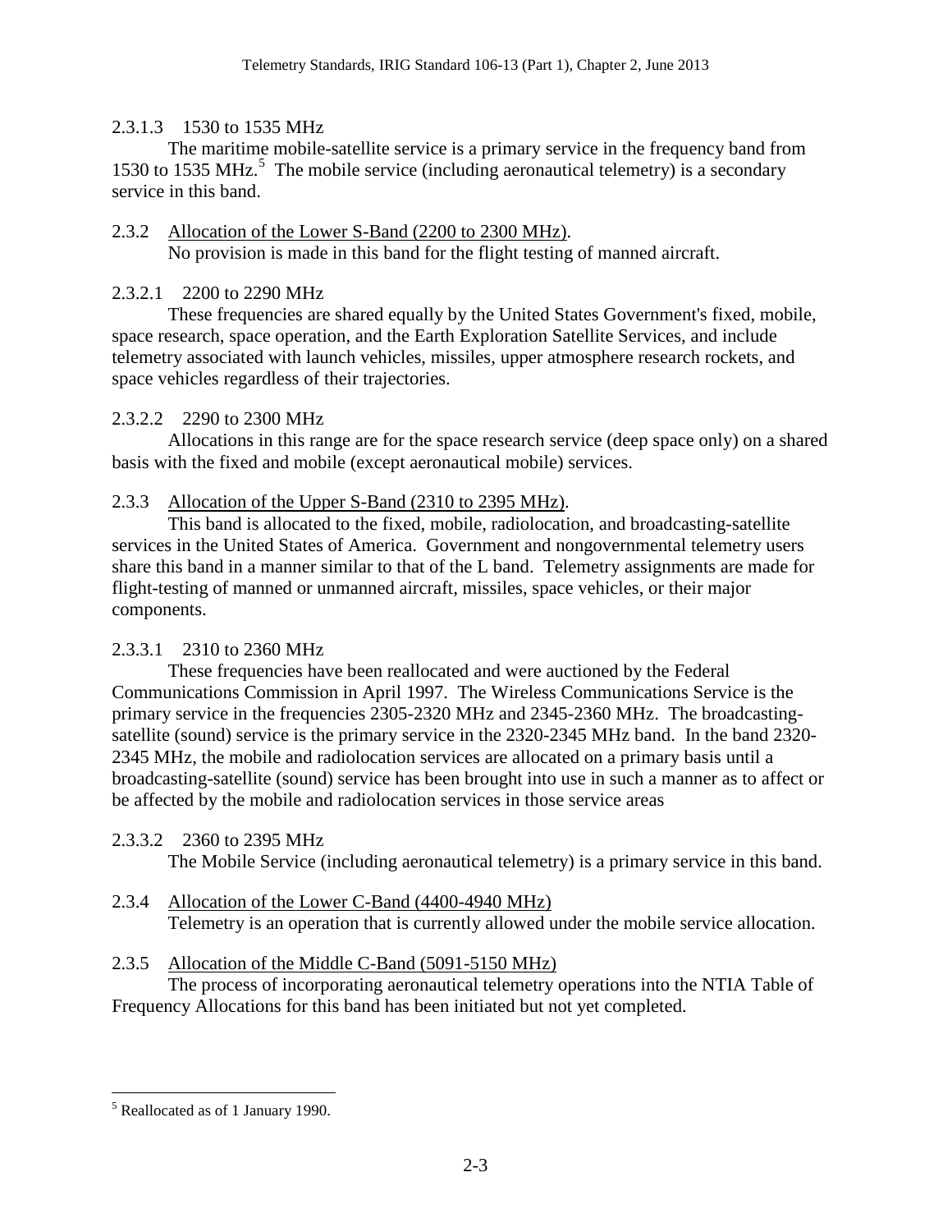#### 2.3.1.3 1530 to 1535 MHz

The maritime mobile-satellite service is a primary service in the frequency band from 1530 to 1535 MHz.[5] The mobile service (including aeronautical telemetry) is a secondary service in this band.

### 2.3.2 Allocation of the Lower S-Band (2200 to 2300 MHz).

No provision is made in this band for the flight testing of manned aircraft.

#### 2.3.2.1 2200 to 2290 MHz

These frequencies are shared equally by the United States Government's fixed, mobile, space research, space operation, and the Earth Exploration Satellite Services, and include telemetry associated with launch vehicles, missiles, upper atmosphere research rockets, and space vehicles regardless of their trajectories.

#### 2.3.2.2 2290 to 2300 MHz

Allocations in this range are for the space research service (deep space only) on a shared basis with the fixed and mobile (except aeronautical mobile) services.

### 2.3.3 Allocation of the Upper S-Band (2310 to 2395 MHz).

This band is allocated to the fixed, mobile, radiolocation, and broadcasting-satellite services in the United States of America. Government and nongovernmental telemetry users share this band in a manner similar to that of the L band. Telemetry assignments are made for flight-testing of manned or unmanned aircraft, missiles, space vehicles, or their major components.

#### 2.3.3.1 2310 to 2360 MHz

These frequencies have been reallocated and were auctioned by the Federal Communications Commission in April 1997. The Wireless Communications Service is the primary service in the frequencies 2305-2320 MHz and 2345-2360 MHz. The broadcasting-satellite (sound) service is the primary service in the 2320-2345 MHz band. In the band 2320-2345 MHz, the mobile and radiolocation services are allocated on a primary basis until a broadcasting-satellite (sound) service has been brought into use in such a manner as to affect or be affected by the mobile and radiolocation services in those service areas

#### 2.3.3.2 2360 to 2395 MHz

The Mobile Service (including aeronautical telemetry) is a primary service in this band.

### 2.3.4 Allocation of the Lower C-Band (4400-4940 MHz)

Telemetry is an operation that is currently allowed under the mobile service allocation.

### 2.3.5 Allocation of the Middle C-Band (5091-5150 MHz)

The process of incorporating aeronautical telemetry operations into the NTIA Table of Frequency Allocations for this band has been initiated but not yet completed.

---

[5] Reallocated as of 1 January 1990.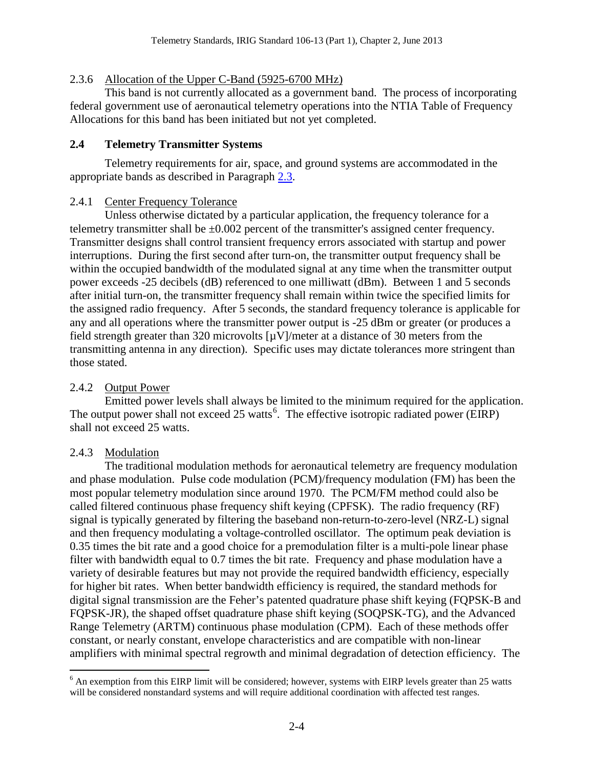### 2.3.6 Allocation of the Upper C-Band (5925-6700 MHz)

This band is not currently allocated as a government band. The process of incorporating federal government use of aeronautical telemetry operations into the NTIA Table of Frequency Allocations for this band has been initiated but not yet completed.

## 2.4 Telemetry Transmitter Systems

Telemetry requirements for air, space, and ground systems are accommodated in the appropriate bands as described in Paragraph 2.3.

### 2.4.1 Center Frequency Tolerance

Unless otherwise dictated by a particular application, the frequency tolerance for a telemetry transmitter shall be ±0.002 percent of the transmitter's assigned center frequency. Transmitter designs shall control transient frequency errors associated with startup and power interruptions. During the first second after turn-on, the transmitter output frequency shall be within the occupied bandwidth of the modulated signal at any time when the transmitter output power exceeds -25 decibels (dB) referenced to one milliwatt (dBm). Between 1 and 5 seconds after initial turn-on, the transmitter frequency shall remain within twice the specified limits for the assigned radio frequency. After 5 seconds, the standard frequency tolerance is applicable for any and all operations where the transmitter power output is -25 dBm or greater (or produces a field strength greater than 320 microvolts [μV]/meter at a distance of 30 meters from the transmitting antenna in any direction). Specific uses may dictate tolerances more stringent than those stated.

### 2.4.2 Output Power

Emitted power levels shall always be limited to the minimum required for the application. The output power shall not exceed 25 watts[6]. The effective isotropic radiated power (EIRP) shall not exceed 25 watts.

### 2.4.3 Modulation

The traditional modulation methods for aeronautical telemetry are frequency modulation and phase modulation. Pulse code modulation (PCM)/frequency modulation (FM) has been the most popular telemetry modulation since around 1970. The PCM/FM method could also be called filtered continuous phase frequency shift keying (CPFSK). The radio frequency (RF) signal is typically generated by filtering the baseband non-return-to-zero-level (NRZ-L) signal and then frequency modulating a voltage-controlled oscillator. The optimum peak deviation is 0.35 times the bit rate and a good choice for a premodulation filter is a multi-pole linear phase filter with bandwidth equal to 0.7 times the bit rate. Frequency and phase modulation have a variety of desirable features but may not provide the required bandwidth efficiency, especially for higher bit rates. When better bandwidth efficiency is required, the standard methods for digital signal transmission are the Feher's patented quadrature phase shift keying (FQPSK-B and FQPSK-JR), the shaped offset quadrature phase shift keying (SOQPSK-TG), and the Advanced Range Telemetry (ARTM) continuous phase modulation (CPM). Each of these methods offer constant, or nearly constant, envelope characteristics and are compatible with non-linear amplifiers with minimal spectral regrowth and minimal degradation of detection efficiency. The

---

[6] An exemption from this EIRP limit will be considered; however, systems with EIRP levels greater than 25 watts will be considered nonstandard systems and will require additional coordination with affected test ranges.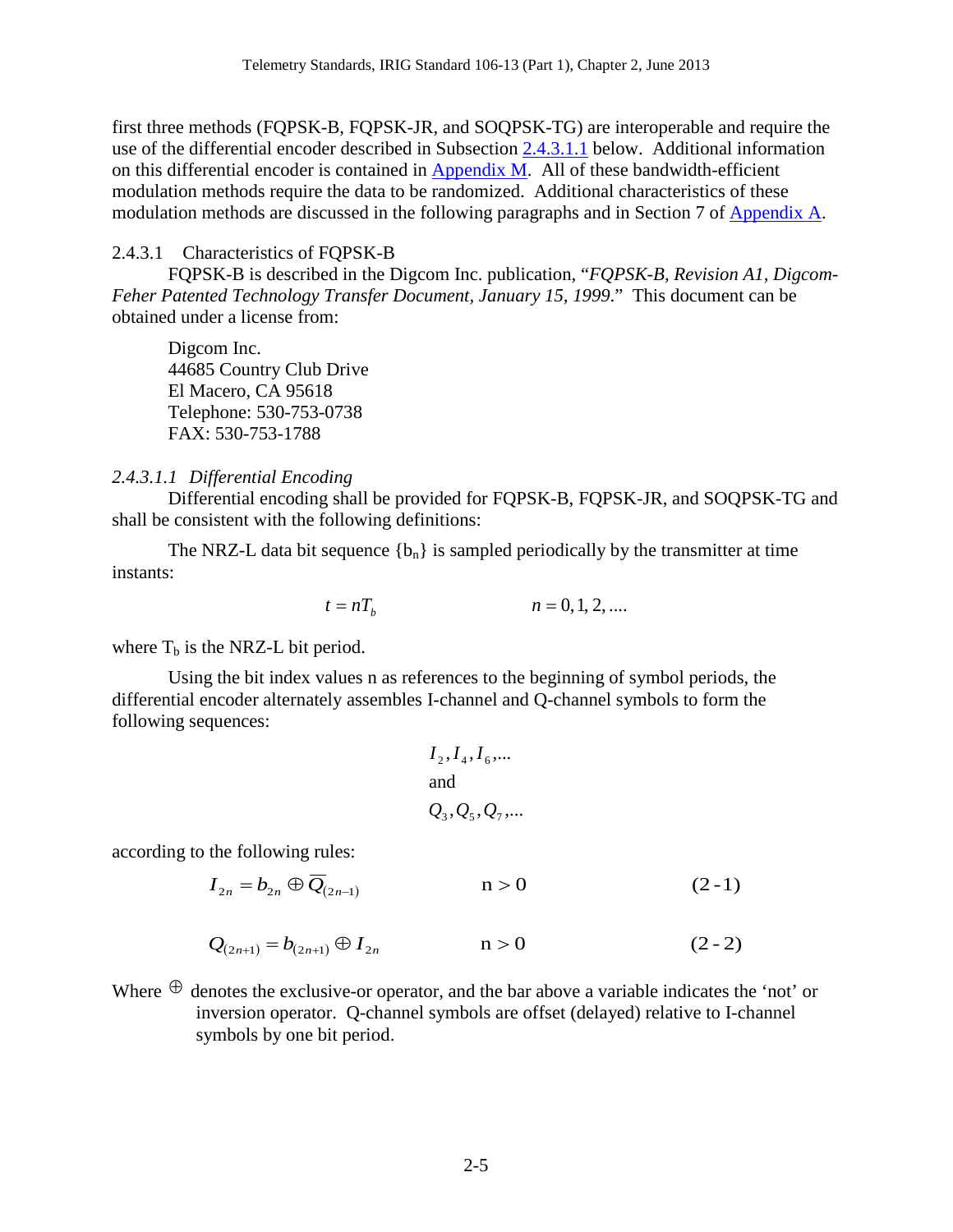first three methods (FQPSK-B, FQPSK-JR, and SOQPSK-TG) are interoperable and require the use of the differential encoder described in Subsection 2.4.3.1.1 below. Additional information on this differential encoder is contained in Appendix M. All of these bandwidth-efficient modulation methods require the data to be randomized. Additional characteristics of these modulation methods are discussed in the following paragraphs and in Section 7 of Appendix A.

### 2.4.3.1 Characteristics of FQPSK-B

FQPSK-B is described in the Digcom Inc. publication, "*FQPSK-B, Revision A1, Digcom-Feher Patented Technology Transfer Document, January 15, 1999*." This document can be obtained under a license from:

Digcom Inc.
44685 Country Club Drive
El Macero, CA 95618
Telephone: 530-753-0738
FAX: 530-753-1788

#### *2.4.3.1.1 Differential Encoding*

Differential encoding shall be provided for FQPSK-B, FQPSK-JR, and SOQPSK-TG and shall be consistent with the following definitions:

The NRZ-L data bit sequence $\{b_n\}$ is sampled periodically by the transmitter at time instants:

$$t = nT_b \qquad\qquad n = 0, 1, 2, \ldots.$$

where $T_b$ is the NRZ-L bit period.

Using the bit index values n as references to the beginning of symbol periods, the differential encoder alternately assembles I-channel and Q-channel symbols to form the following sequences:

$$I_2, I_4, I_6, \ldots$$

and

$$Q_3, Q_5, Q_7, \ldots$$

according to the following rules:

$$I_{2n} = b_{2n} \oplus \overline{Q}_{(2n-1)} \qquad n > 0 \qquad (2\text{-}1)$$

$$Q_{(2n+1)} = b_{(2n+1)} \oplus I_{2n} \qquad n > 0 \qquad (2\text{-}2)$$

Where $\oplus$ denotes the exclusive-or operator, and the bar above a variable indicates the 'not' or inversion operator. Q-channel symbols are offset (delayed) relative to I-channel symbols by one bit period.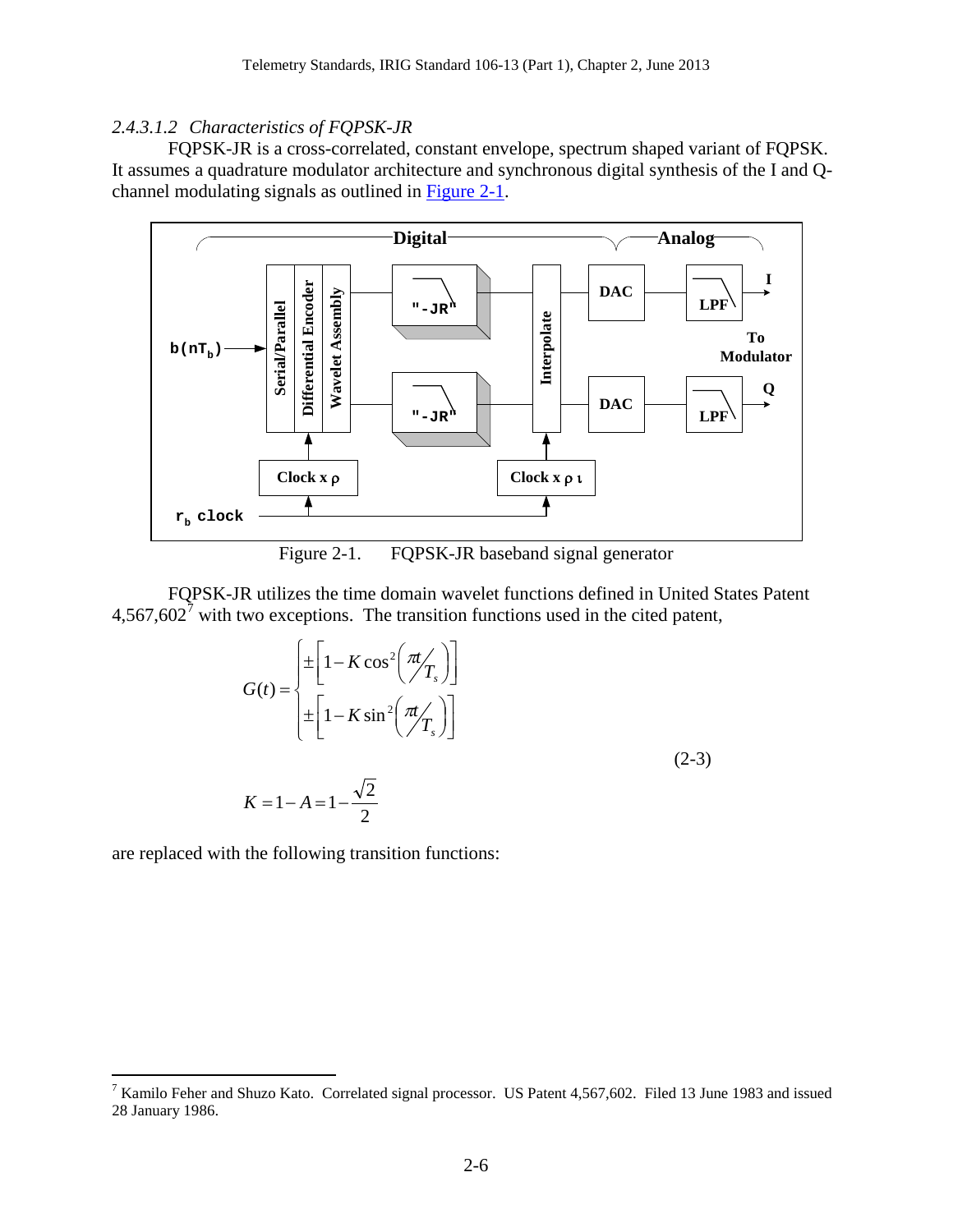#### 2.4.3.1.2 Characteristics of FQPSK-JR

FQPSK-JR is a cross-correlated, constant envelope, spectrum shaped variant of FQPSK. It assumes a quadrature modulator architecture and synchronous digital synthesis of the I and Q-channel modulating signals as outlined in Figure 2-1.

Figure 2-1. FQPSK-JR baseband signal generator

FQPSK-JR utilizes the time domain wavelet functions defined in United States Patent 4,567,602[7] with two exceptions. The transition functions used in the cited patent,

$$G(t) = \begin{cases} \pm\left[1 - K\cos^2\left(\pi t / T_s\right)\right] \\ \pm\left[1 - K\sin^2\left(\pi t / T_s\right)\right] \end{cases} \tag{2-3}$$

$$K = 1 - A = 1 - \frac{\sqrt{2}}{2}$$

are replaced with the following transition functions:

[7] Kamilo Feher and Shuzo Kato. Correlated signal processor. US Patent 4,567,602. Filed 13 June 1983 and issued 28 January 1986.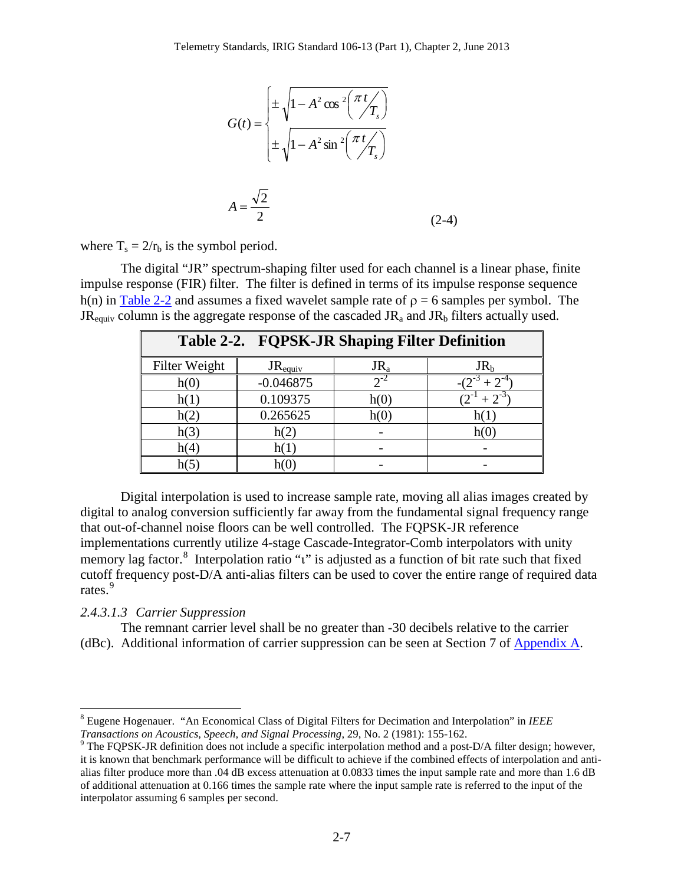$$G(t) = \begin{cases} \pm\sqrt{1 - A^2 \cos^2\left(\pi t / T_s\right)} \\ \pm\sqrt{1 - A^2 \sin^2\left(\pi t / T_s\right)} \end{cases}$$

$$A = \frac{\sqrt{2}}{2} \tag{2-4}$$

where $T_s = 2/r_b$ is the symbol period.

The digital "JR" spectrum-shaping filter used for each channel is a linear phase, finite impulse response (FIR) filter. The filter is defined in terms of its impulse response sequence h(n) in Table 2-2 and assumes a fixed wavelet sample rate of $\rho = 6$ samples per symbol. The $JR_{equiv}$ column is the aggregate response of the cascaded $JR_a$ and $JR_b$ filters actually used.

**Table 2-2. FQPSK-JR Shaping Filter Definition**

| Filter Weight | $JR_{equiv}$ | $JR_a$ | $JR_b$ |
|---|---|---|---|
| h(0) | -0.046875 | $2^{-2}$ | $-(2^{-3} + 2^{-4})$ |
| h(1) | 0.109375 | h(0) | $(2^{-1} + 2^{-3})$ |
| h(2) | 0.265625 | h(0) | h(1) |
| h(3) | h(2) | - | h(0) |
| h(4) | h(1) | - | - |
| h(5) | h(0) | - | - |

Digital interpolation is used to increase sample rate, moving all alias images created by digital to analog conversion sufficiently far away from the fundamental signal frequency range that out-of-channel noise floors can be well controlled. The FQPSK-JR reference implementations currently utilize 4-stage Cascade-Integrator-Comb interpolators with unity memory lag factor.[8] Interpolation ratio "ι" is adjusted as a function of bit rate such that fixed cutoff frequency post-D/A anti-alias filters can be used to cover the entire range of required data rates.[9]

*2.4.3.1.3 Carrier Suppression*

The remnant carrier level shall be no greater than -30 decibels relative to the carrier (dBc). Additional information of carrier suppression can be seen at Section 7 of Appendix A.

---

[8] Eugene Hogenauer. "An Economical Class of Digital Filters for Decimation and Interpolation" in *IEEE Transactions on Acoustics, Speech, and Signal Processing*, 29, No. 2 (1981): 155-162.

[9] The FQPSK-JR definition does not include a specific interpolation method and a post-D/A filter design; however, it is known that benchmark performance will be difficult to achieve if the combined effects of interpolation and anti-alias filter produce more than .04 dB excess attenuation at 0.0833 times the input sample rate and more than 1.6 dB of additional attenuation at 0.166 times the sample rate where the input sample rate is referred to the input of the interpolator assuming 6 samples per second.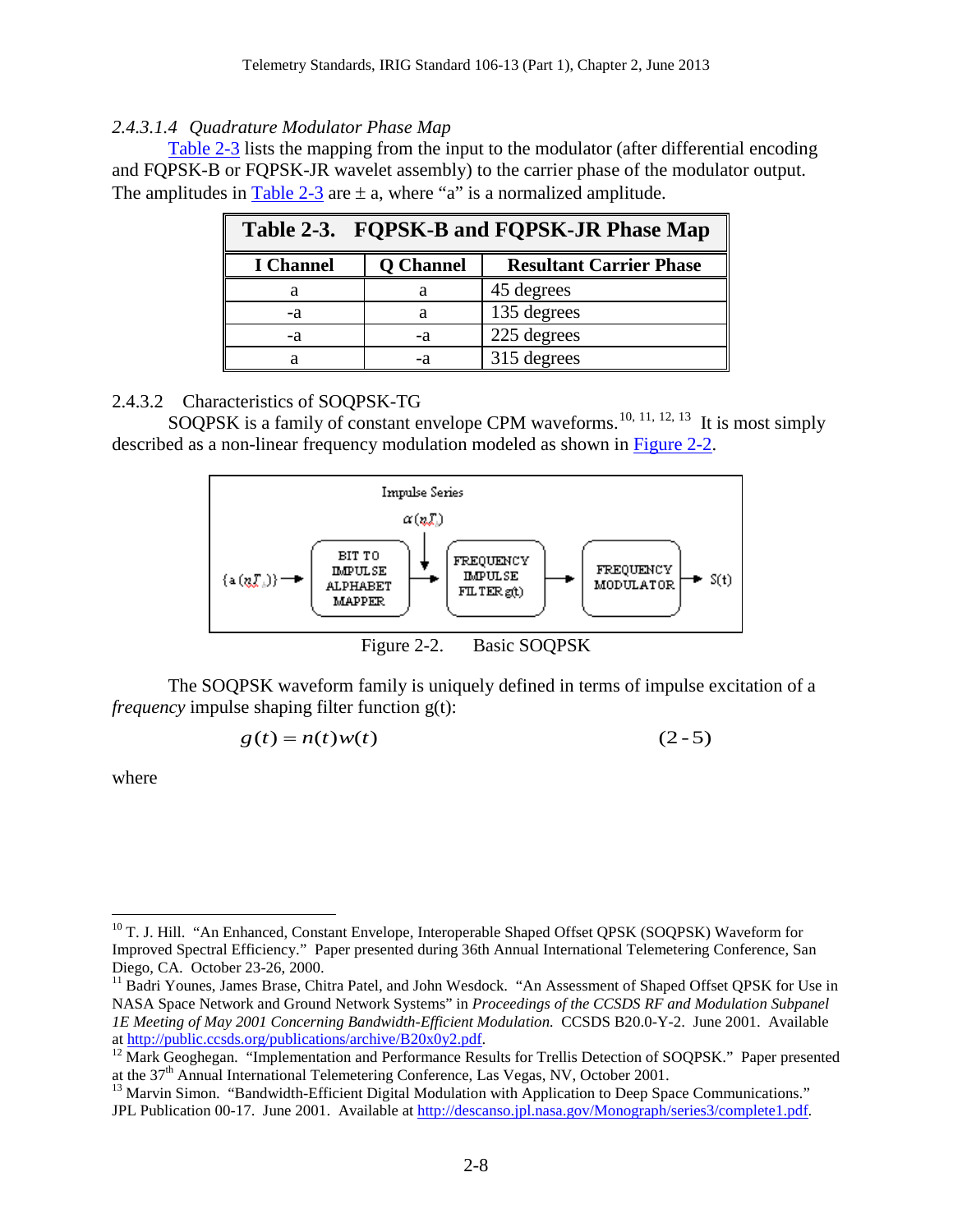#### 2.4.3.1.4 *Quadrature Modulator Phase Map*

Table 2-3 lists the mapping from the input to the modulator (after differential encoding and FQPSK-B or FQPSK-JR wavelet assembly) to the carrier phase of the modulator output. The amplitudes in Table 2-3 are ± a, where "a" is a normalized amplitude.

**Table 2-3. FQPSK-B and FQPSK-JR Phase Map**

| I Channel | Q Channel | Resultant Carrier Phase |
|---|---|---|
| a | a | 45 degrees |
| -a | a | 135 degrees |
| -a | -a | 225 degrees |
| a | -a | 315 degrees |

### 2.4.3.2 Characteristics of SOQPSK-TG

SOQPSK is a family of constant envelope CPM waveforms.[10, 11, 12, 13] It is most simply described as a non-linear frequency modulation modeled as shown in Figure 2-2.

Figure 2-2. Basic SOQPSK

The SOQPSK waveform family is uniquely defined in terms of impulse excitation of a *frequency* impulse shaping filter function g(t):

$$g(t) = n(t)w(t) \qquad (2\text{-}5)$$

where

---

[10] T. J. Hill. "An Enhanced, Constant Envelope, Interoperable Shaped Offset QPSK (SOQPSK) Waveform for Improved Spectral Efficiency." Paper presented during 36th Annual International Telemetering Conference, San Diego, CA. October 23-26, 2000.

[11] Badri Younes, James Brase, Chitra Patel, and John Wesdock. "An Assessment of Shaped Offset QPSK for Use in NASA Space Network and Ground Network Systems" in *Proceedings of the CCSDS RF and Modulation Subpanel 1E Meeting of May 2001 Concerning Bandwidth-Efficient Modulation.* CCSDS B20.0-Y-2. June 2001. Available at http://public.ccsds.org/publications/archive/B20x0y2.pdf.

[12] Mark Geoghegan. "Implementation and Performance Results for Trellis Detection of SOQPSK." Paper presented at the 37th Annual International Telemetering Conference, Las Vegas, NV, October 2001.

[13] Marvin Simon. "Bandwidth-Efficient Digital Modulation with Application to Deep Space Communications." JPL Publication 00-17. June 2001. Available at http://descanso.jpl.nasa.gov/Monograph/series3/complete1.pdf.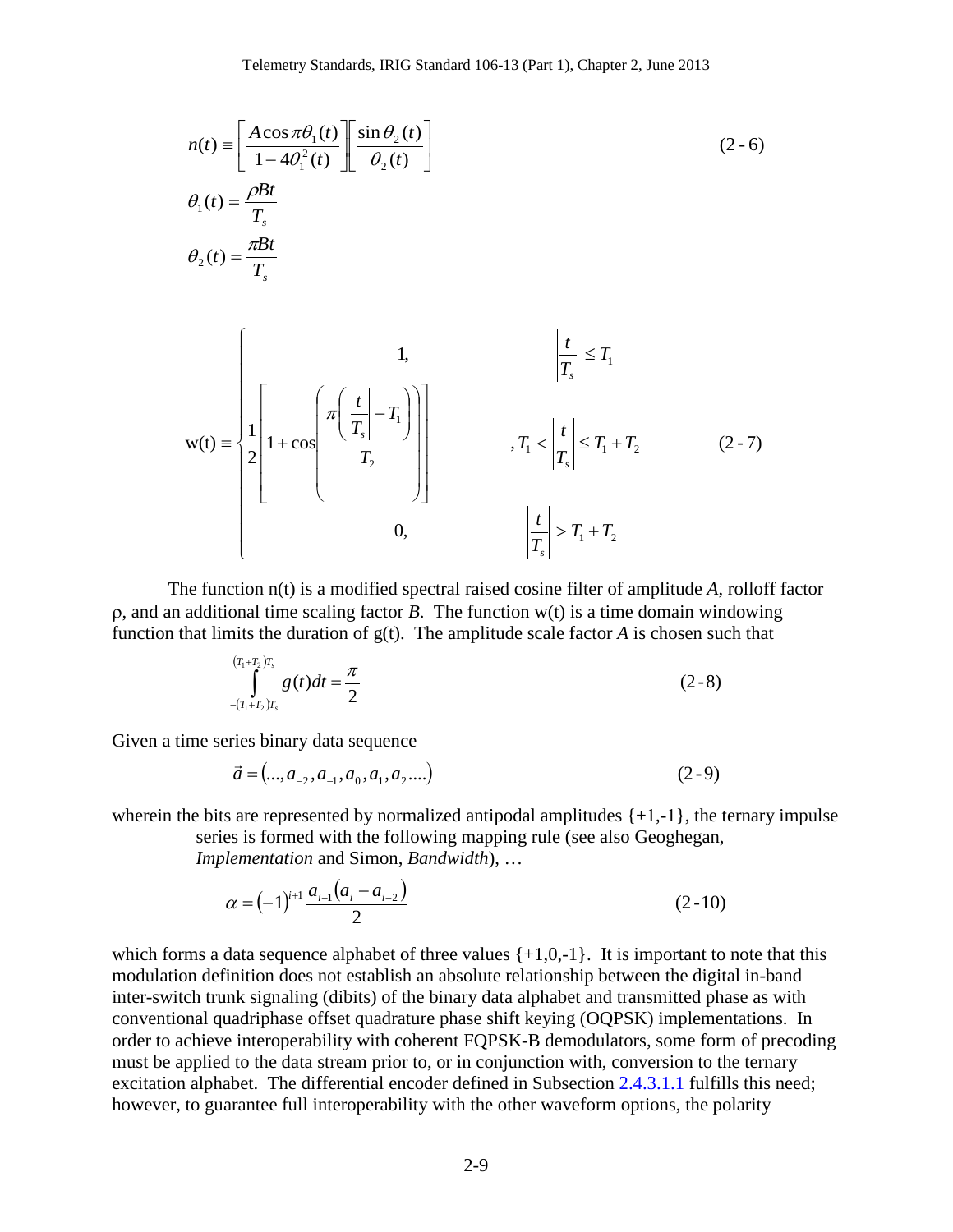$$n(t) \equiv \left[ \frac{A \cos \pi \theta_1(t)}{1 - 4\theta_1^2(t)} \right] \left[ \frac{\sin \theta_2(t)}{\theta_2(t)} \right] \tag{2-6}$$

$$\theta_1(t) = \frac{\rho B t}{T_s}$$

$$\theta_2(t) = \frac{\pi B t}{T_s}$$

$$\mathrm{w}(t) \equiv \begin{cases} 1, & \left| \dfrac{t}{T_s} \right| \le T_1 \\ \dfrac{1}{2}\left[ 1 + \cos\left( \dfrac{\pi\left( \left| \dfrac{t}{T_s} \right| - T_1 \right)}{T_2} \right) \right] & , T_1 < \left| \dfrac{t}{T_s} \right| \le T_1 + T_2 \\ 0, & \left| \dfrac{t}{T_s} \right| > T_1 + T_2 \end{cases} \tag{2-7}$$

The function n(t) is a modified spectral raised cosine filter of amplitude *A*, rolloff factor ρ, and an additional time scaling factor *B*. The function w(t) is a time domain windowing function that limits the duration of g(t). The amplitude scale factor *A* is chosen such that

$$\int_{-(T_1+T_2)T_s}^{(T_1+T_2)T_s} g(t)dt = \frac{\pi}{2} \tag{2-8}$$

Given a time series binary data sequence

$$\vec{a} = \left(..., a_{-2}, a_{-1}, a_0, a_1, a_2 ....\right) \tag{2-9}$$

wherein the bits are represented by normalized antipodal amplitudes {+1,-1}, the ternary impulse series is formed with the following mapping rule (see also Geoghegan, *Implementation* and Simon, *Bandwidth*), …

$$\alpha = (-1)^{i+1} \frac{a_{i-1}(a_i - a_{i-2})}{2} \tag{2-10}$$

which forms a data sequence alphabet of three values {+1,0,-1}. It is important to note that this modulation definition does not establish an absolute relationship between the digital in-band inter-switch trunk signaling (dibits) of the binary data alphabet and transmitted phase as with conventional quadriphase offset quadrature phase shift keying (OQPSK) implementations. In order to achieve interoperability with coherent FQPSK-B demodulators, some form of precoding must be applied to the data stream prior to, or in conjunction with, conversion to the ternary excitation alphabet. The differential encoder defined in Subsection 2.4.3.1.1 fulfills this need; however, to guarantee full interoperability with the other waveform options, the polarity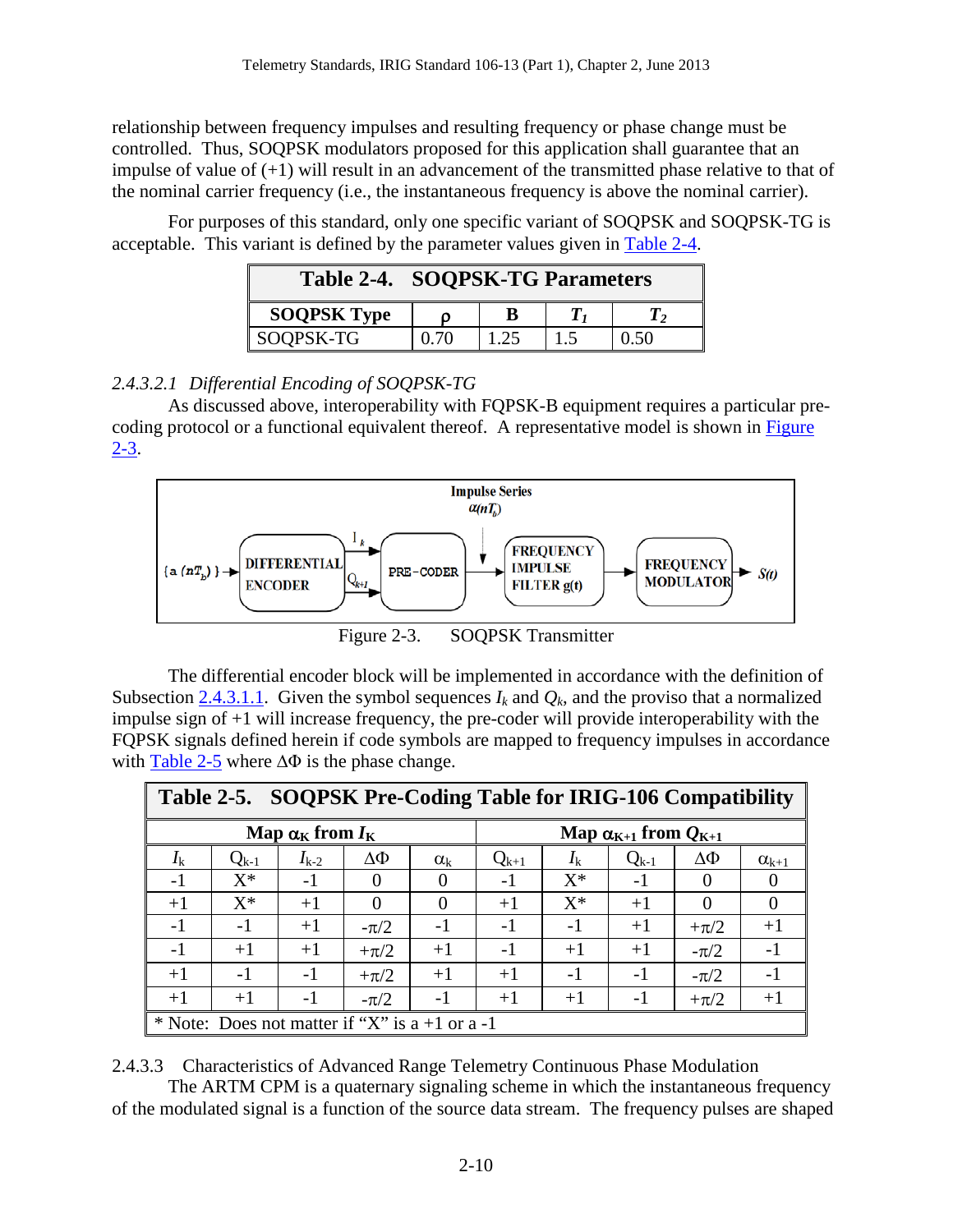relationship between frequency impulses and resulting frequency or phase change must be controlled. Thus, SOQPSK modulators proposed for this application shall guarantee that an impulse of value of (+1) will result in an advancement of the transmitted phase relative to that of the nominal carrier frequency (i.e., the instantaneous frequency is above the nominal carrier).

For purposes of this standard, only one specific variant of SOQPSK and SOQPSK-TG is acceptable. This variant is defined by the parameter values given in Table 2-4.

**Table 2-4. SOQPSK-TG Parameters**

| SOQPSK Type | ρ | B | $T_1$ | $T_2$ |
|---|---|---|---|---|
| SOQPSK-TG | 0.70 | 1.25 | 1.5 | 0.50 |

#### 2.4.3.2.1 *Differential Encoding of SOQPSK-TG*

As discussed above, interoperability with FQPSK-B equipment requires a particular pre-coding protocol or a functional equivalent thereof. A representative model is shown in Figure 2-3.

Figure 2-3. SOQPSK Transmitter

The differential encoder block will be implemented in accordance with the definition of Subsection 2.4.3.1.1. Given the symbol sequences $I_k$ and $Q_k$, and the proviso that a normalized impulse sign of +1 will increase frequency, the pre-coder will provide interoperability with the FQPSK signals defined herein if code symbols are mapped to frequency impulses in accordance with Table 2-5 where ΔΦ is the phase change.

**Table 2-5. SOQPSK Pre-Coding Table for IRIG-106 Compatibility**

| Map $\alpha_K$ from $I_K$ | | | | | Map $\alpha_{K+1}$ from $Q_{K+1}$ | | | | |
|---|---|---|---|---|---|---|---|---|---|
| $I_k$ | $Q_{k-1}$ | $I_{k-2}$ | ΔΦ | $\alpha_k$ | $Q_{k+1}$ | $I_k$ | $Q_{k-1}$ | ΔΦ | $\alpha_{k+1}$ |
| -1 | X* | -1 | 0 | 0 | -1 | X* | -1 | 0 | 0 |
| +1 | X* | +1 | 0 | 0 | +1 | X* | +1 | 0 | 0 |
| -1 | -1 | +1 | $-\pi/2$ | -1 | -1 | -1 | +1 | $+\pi/2$ | +1 |
| -1 | +1 | +1 | $+\pi/2$ | +1 | -1 | +1 | +1 | $-\pi/2$ | -1 |
| +1 | -1 | -1 | $+\pi/2$ | +1 | +1 | -1 | -1 | $-\pi/2$ | -1 |
| +1 | +1 | -1 | $-\pi/2$ | -1 | +1 | +1 | -1 | $+\pi/2$ | +1 |

\* Note: Does not matter if "X" is a +1 or a -1

### 2.4.3.3 Characteristics of Advanced Range Telemetry Continuous Phase Modulation

The ARTM CPM is a quaternary signaling scheme in which the instantaneous frequency of the modulated signal is a function of the source data stream. The frequency pulses are shaped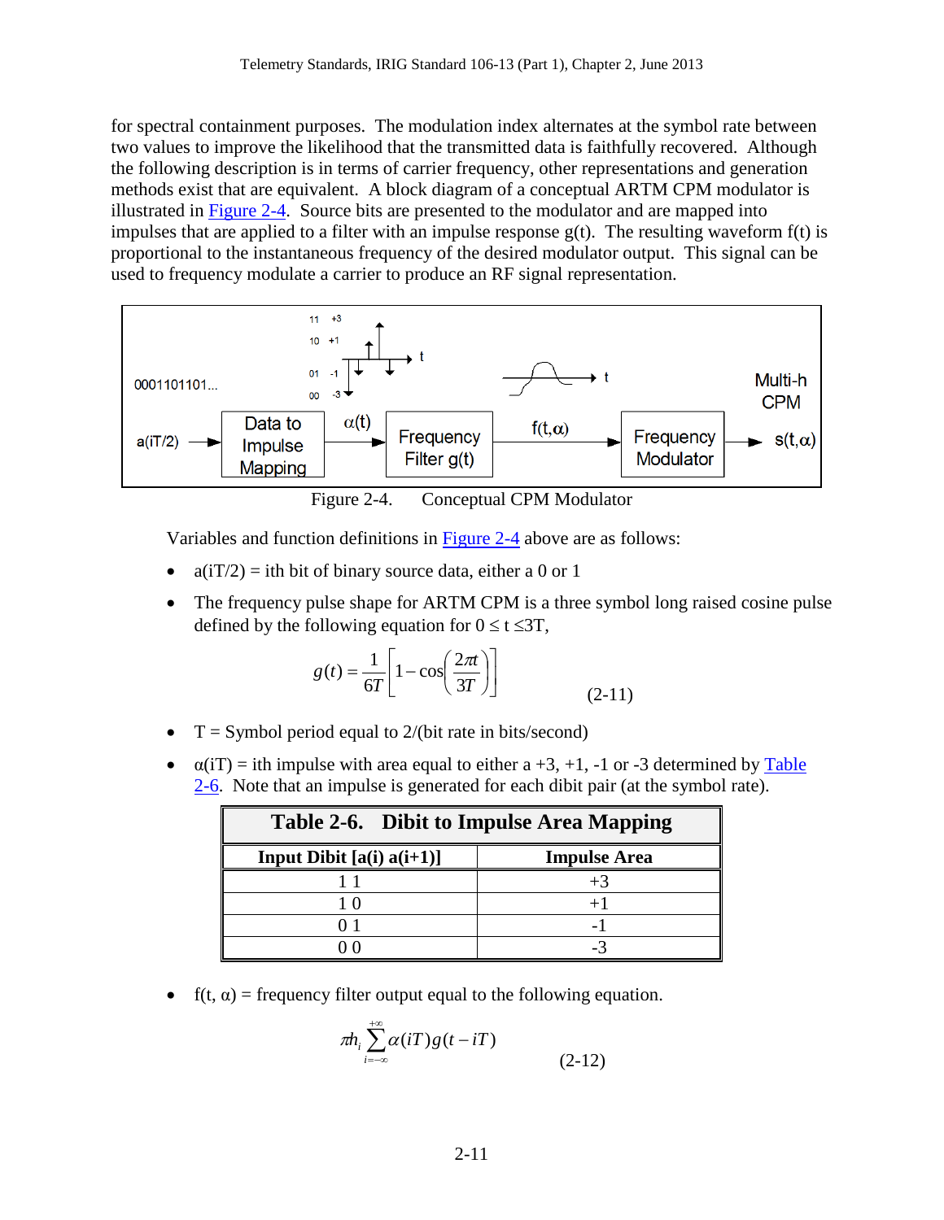for spectral containment purposes. The modulation index alternates at the symbol rate between two values to improve the likelihood that the transmitted data is faithfully recovered. Although the following description is in terms of carrier frequency, other representations and generation methods exist that are equivalent. A block diagram of a conceptual ARTM CPM modulator is illustrated in Figure 2-4. Source bits are presented to the modulator and are mapped into impulses that are applied to a filter with an impulse response g(t). The resulting waveform f(t) is proportional to the instantaneous frequency of the desired modulator output. This signal can be used to frequency modulate a carrier to produce an RF signal representation.

Figure 2-4. Conceptual CPM Modulator

Variables and function definitions in Figure 2-4 above are as follows:

- $a(iT/2)$ = ith bit of binary source data, either a 0 or 1
- The frequency pulse shape for ARTM CPM is a three symbol long raised cosine pulse defined by the following equation for $0 \le t \le 3T$,

$$g(t) = \frac{1}{6T}\left[1 - \cos\left(\frac{2\pi t}{3T}\right)\right] \tag{2-11}$$

- T = Symbol period equal to 2/(bit rate in bits/second)
- $\alpha(iT)$ = ith impulse with area equal to either a +3, +1, -1 or -3 determined by Table 2-6. Note that an impulse is generated for each dibit pair (at the symbol rate).

**Table 2-6. Dibit to Impulse Area Mapping**

| Input Dibit [a(i) a(i+1)] | Impulse Area |
|---|---|
| 1 1 | +3 |
| 1 0 | +1 |
| 0 1 | -1 |
| 0 0 | -3 |

- $f(t, \alpha)$ = frequency filter output equal to the following equation.

$$\pi h_i \sum_{i=-\infty}^{+\infty} \alpha(iT) g(t - iT) \tag{2-12}$$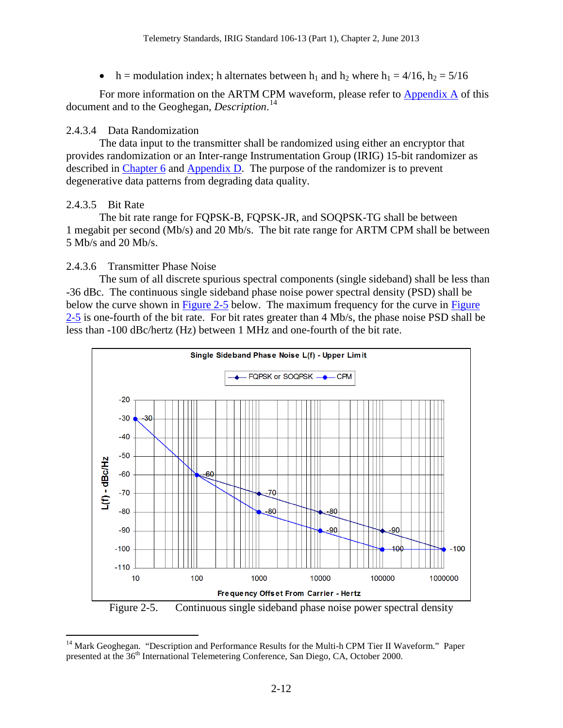- h = modulation index; h alternates between $h_1$ and $h_2$ where $h_1 = 4/16$, $h_2 = 5/16$

For more information on the ARTM CPM waveform, please refer to Appendix A of this document and to the Geoghegan, *Description*.[14]

### 2.4.3.4 Data Randomization

The data input to the transmitter shall be randomized using either an encryptor that provides randomization or an Inter-range Instrumentation Group (IRIG) 15-bit randomizer as described in Chapter 6 and Appendix D. The purpose of the randomizer is to prevent degenerative data patterns from degrading data quality.

### 2.4.3.5 Bit Rate

The bit rate range for FQPSK-B, FQPSK-JR, and SOQPSK-TG shall be between 1 megabit per second (Mb/s) and 20 Mb/s. The bit rate range for ARTM CPM shall be between 5 Mb/s and 20 Mb/s.

### 2.4.3.6 Transmitter Phase Noise

The sum of all discrete spurious spectral components (single sideband) shall be less than -36 dBc. The continuous single sideband phase noise power spectral density (PSD) shall be below the curve shown in Figure 2-5 below. The maximum frequency for the curve in Figure 2-5 is one-fourth of the bit rate. For bit rates greater than 4 Mb/s, the phase noise PSD shall be less than -100 dBc/hertz (Hz) between 1 MHz and one-fourth of the bit rate.

Figure 2-5. Continuous single sideband phase noise power spectral density

[14] Mark Geoghegan. "Description and Performance Results for the Multi-h CPM Tier II Waveform." Paper presented at the 36th International Telemetering Conference, San Diego, CA, October 2000.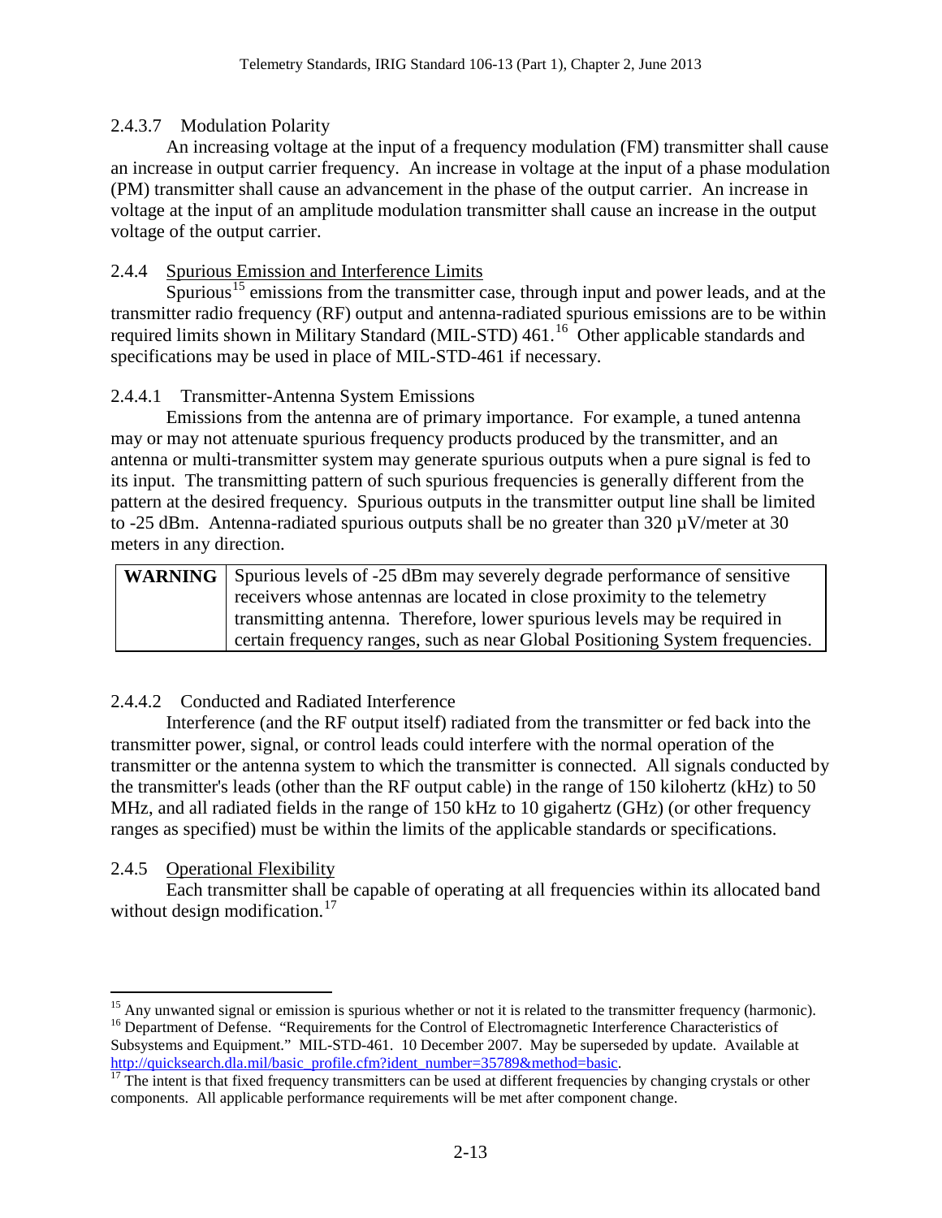#### 2.4.3.7 Modulation Polarity

An increasing voltage at the input of a frequency modulation (FM) transmitter shall cause an increase in output carrier frequency. An increase in voltage at the input of a phase modulation (PM) transmitter shall cause an advancement in the phase of the output carrier. An increase in voltage at the input of an amplitude modulation transmitter shall cause an increase in the output voltage of the output carrier.

### 2.4.4 Spurious Emission and Interference Limits

Spurious[15] emissions from the transmitter case, through input and power leads, and at the transmitter radio frequency (RF) output and antenna-radiated spurious emissions are to be within required limits shown in Military Standard (MIL-STD) 461.[16] Other applicable standards and specifications may be used in place of MIL-STD-461 if necessary.

#### 2.4.4.1 Transmitter-Antenna System Emissions

Emissions from the antenna are of primary importance. For example, a tuned antenna may or may not attenuate spurious frequency products produced by the transmitter, and an antenna or multi-transmitter system may generate spurious outputs when a pure signal is fed to its input. The transmitting pattern of such spurious frequencies is generally different from the pattern at the desired frequency. Spurious outputs in the transmitter output line shall be limited to -25 dBm. Antenna-radiated spurious outputs shall be no greater than 320 µV/meter at 30 meters in any direction.

| **WARNING** | Spurious levels of -25 dBm may severely degrade performance of sensitive receivers whose antennas are located in close proximity to the telemetry transmitting antenna. Therefore, lower spurious levels may be required in certain frequency ranges, such as near Global Positioning System frequencies. |
|---|---|

#### 2.4.4.2 Conducted and Radiated Interference

Interference (and the RF output itself) radiated from the transmitter or fed back into the transmitter power, signal, or control leads could interfere with the normal operation of the transmitter or the antenna system to which the transmitter is connected. All signals conducted by the transmitter's leads (other than the RF output cable) in the range of 150 kilohertz (kHz) to 50 MHz, and all radiated fields in the range of 150 kHz to 10 gigahertz (GHz) (or other frequency ranges as specified) must be within the limits of the applicable standards or specifications.

### 2.4.5 Operational Flexibility

Each transmitter shall be capable of operating at all frequencies within its allocated band without design modification.[17]

---

[15] Any unwanted signal or emission is spurious whether or not it is related to the transmitter frequency (harmonic).

[16] Department of Defense. "Requirements for the Control of Electromagnetic Interference Characteristics of Subsystems and Equipment." MIL-STD-461. 10 December 2007. May be superseded by update. Available at http://quicksearch.dla.mil/basic_profile.cfm?ident_number=35789&method=basic.

[17] The intent is that fixed frequency transmitters can be used at different frequencies by changing crystals or other components. All applicable performance requirements will be met after component change.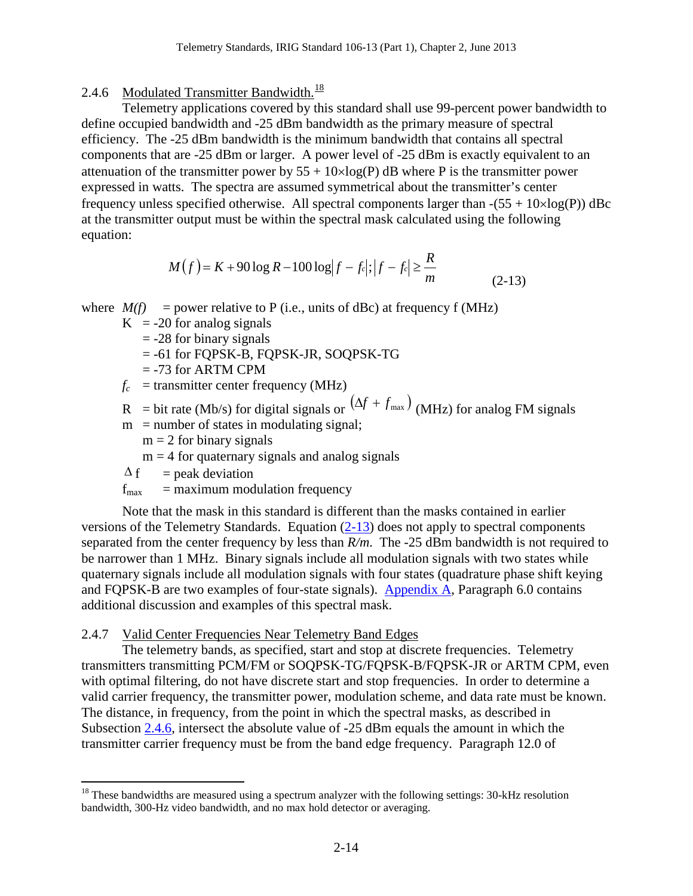## 2.4.6 Modulated Transmitter Bandwidth.[18]

Telemetry applications covered by this standard shall use 99-percent power bandwidth to define occupied bandwidth and -25 dBm bandwidth as the primary measure of spectral efficiency. The -25 dBm bandwidth is the minimum bandwidth that contains all spectral components that are -25 dBm or larger. A power level of -25 dBm is exactly equivalent to an attenuation of the transmitter power by $55 + 10\times\log(P)$ dB where P is the transmitter power expressed in watts. The spectra are assumed symmetrical about the transmitter's center frequency unless specified otherwise. All spectral components larger than $-(55 + 10\times\log(P))$ dBc at the transmitter output must be within the spectral mask calculated using the following equation:

$$M(f) = K + 90\log R - 100\log\left|f - f_c\right|; \left|f - f_c\right| \geq \frac{R}{m} \tag{2-13}$$

where $M(f)$ = power relative to P (i.e., units of dBc) at frequency f (MHz)

- $K$ = -20 for analog signals
  - = -28 for binary signals
  - = -61 for FQPSK-B, FQPSK-JR, SOQPSK-TG
  - = -73 for ARTM CPM
- $f_c$ = transmitter center frequency (MHz)
- R = bit rate (Mb/s) for digital signals or $(\Delta f + f_{max})$ (MHz) for analog FM signals
- m = number of states in modulating signal;
  - m = 2 for binary signals
  - m = 4 for quaternary signals and analog signals
- $\Delta f$ = peak deviation
- $f_{max}$ = maximum modulation frequency

Note that the mask in this standard is different than the masks contained in earlier versions of the Telemetry Standards. Equation (2-13) does not apply to spectral components separated from the center frequency by less than $R/m$. The -25 dBm bandwidth is not required to be narrower than 1 MHz. Binary signals include all modulation signals with two states while quaternary signals include all modulation signals with four states (quadrature phase shift keying and FQPSK-B are two examples of four-state signals). Appendix A, Paragraph 6.0 contains additional discussion and examples of this spectral mask.

## 2.4.7 Valid Center Frequencies Near Telemetry Band Edges

The telemetry bands, as specified, start and stop at discrete frequencies. Telemetry transmitters transmitting PCM/FM or SOQPSK-TG/FQPSK-B/FQPSK-JR or ARTM CPM, even with optimal filtering, do not have discrete start and stop frequencies. In order to determine a valid carrier frequency, the transmitter power, modulation scheme, and data rate must be known. The distance, in frequency, from the point in which the spectral masks, as described in Subsection 2.4.6, intersect the absolute value of -25 dBm equals the amount in which the transmitter carrier frequency must be from the band edge frequency. Paragraph 12.0 of

[18] These bandwidths are measured using a spectrum analyzer with the following settings: 30-kHz resolution bandwidth, 300-Hz video bandwidth, and no max hold detector or averaging.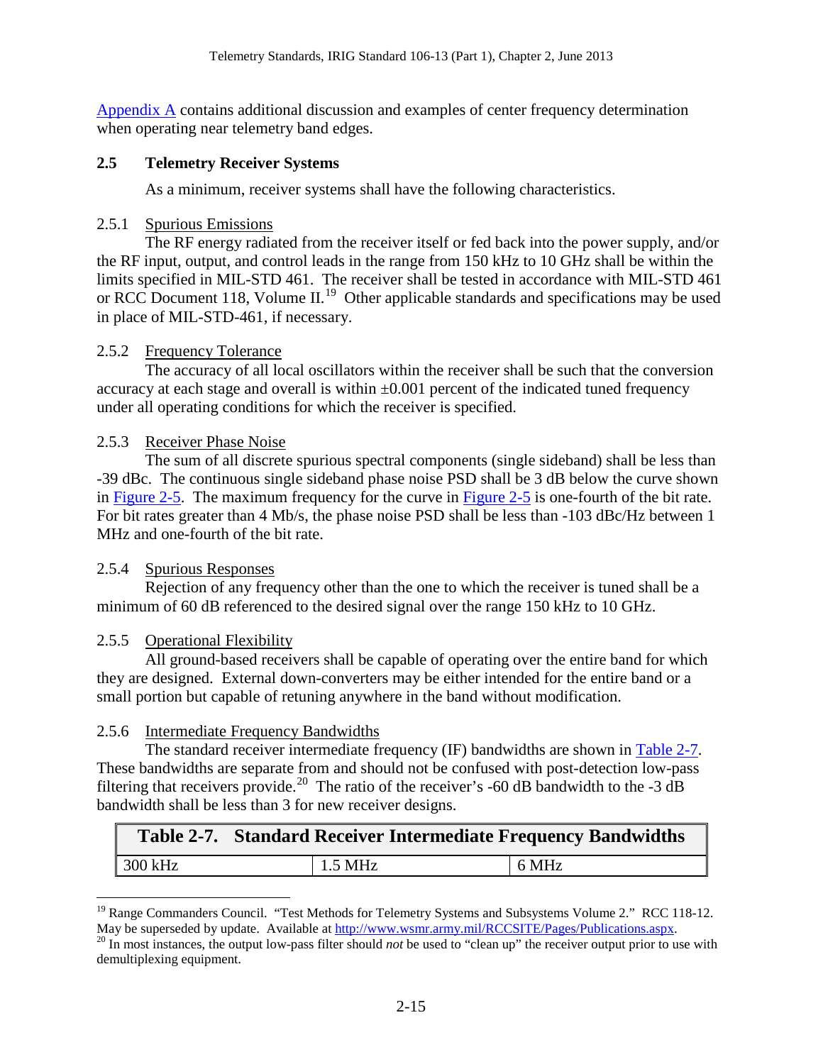Appendix A contains additional discussion and examples of center frequency determination when operating near telemetry band edges.

## 2.5 Telemetry Receiver Systems

As a minimum, receiver systems shall have the following characteristics.

### 2.5.1 Spurious Emissions

The RF energy radiated from the receiver itself or fed back into the power supply, and/or the RF input, output, and control leads in the range from 150 kHz to 10 GHz shall be within the limits specified in MIL-STD 461. The receiver shall be tested in accordance with MIL-STD 461 or RCC Document 118, Volume II.[19] Other applicable standards and specifications may be used in place of MIL-STD-461, if necessary.

### 2.5.2 Frequency Tolerance

The accuracy of all local oscillators within the receiver shall be such that the conversion accuracy at each stage and overall is within ±0.001 percent of the indicated tuned frequency under all operating conditions for which the receiver is specified.

### 2.5.3 Receiver Phase Noise

The sum of all discrete spurious spectral components (single sideband) shall be less than -39 dBc. The continuous single sideband phase noise PSD shall be 3 dB below the curve shown in Figure 2-5. The maximum frequency for the curve in Figure 2-5 is one-fourth of the bit rate. For bit rates greater than 4 Mb/s, the phase noise PSD shall be less than -103 dBc/Hz between 1 MHz and one-fourth of the bit rate.

### 2.5.4 Spurious Responses

Rejection of any frequency other than the one to which the receiver is tuned shall be a minimum of 60 dB referenced to the desired signal over the range 150 kHz to 10 GHz.

### 2.5.5 Operational Flexibility

All ground-based receivers shall be capable of operating over the entire band for which they are designed. External down-converters may be either intended for the entire band or a small portion but capable of retuning anywhere in the band without modification.

### 2.5.6 Intermediate Frequency Bandwidths

The standard receiver intermediate frequency (IF) bandwidths are shown in Table 2-7. These bandwidths are separate from and should not be confused with post-detection low-pass filtering that receivers provide.[20] The ratio of the receiver's -60 dB bandwidth to the -3 dB bandwidth shall be less than 3 for new receiver designs.

**Table 2-7. Standard Receiver Intermediate Frequency Bandwidths**

| | | |
|---|---|---|
| 300 kHz | 1.5 MHz | 6 MHz |

[19] Range Commanders Council. "Test Methods for Telemetry Systems and Subsystems Volume 2." RCC 118-12. May be superseded by update. Available at http://www.wsmr.army.mil/RCCSITE/Pages/Publications.aspx.

[20] In most instances, the output low-pass filter should *not* be used to "clean up" the receiver output prior to use with demultiplexing equipment.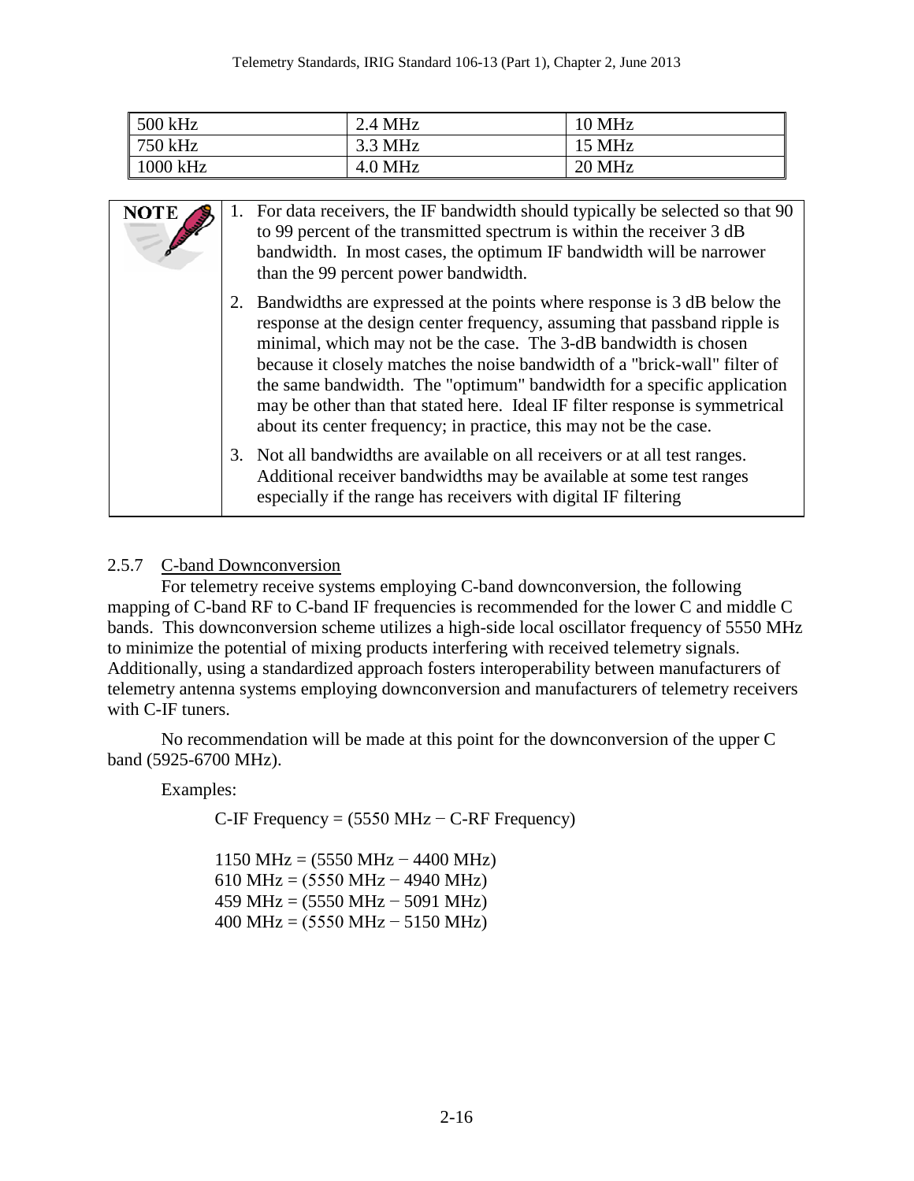| 500 kHz | 2.4 MHz | 10 MHz |
|---|---|---|
| 750 kHz | 3.3 MHz | 15 MHz |
| 1000 kHz | 4.0 MHz | 20 MHz |

**NOTE**

1. For data receivers, the IF bandwidth should typically be selected so that 90 to 99 percent of the transmitted spectrum is within the receiver 3 dB bandwidth. In most cases, the optimum IF bandwidth will be narrower than the 99 percent power bandwidth.
2. Bandwidths are expressed at the points where response is 3 dB below the response at the design center frequency, assuming that passband ripple is minimal, which may not be the case. The 3-dB bandwidth is chosen because it closely matches the noise bandwidth of a "brick-wall" filter of the same bandwidth. The "optimum" bandwidth for a specific application may be other than that stated here. Ideal IF filter response is symmetrical about its center frequency; in practice, this may not be the case.
3. Not all bandwidths are available on all receivers or at all test ranges. Additional receiver bandwidths may be available at some test ranges especially if the range has receivers with digital IF filtering

### 2.5.7 C-band Downconversion

For telemetry receive systems employing C-band downconversion, the following mapping of C-band RF to C-band IF frequencies is recommended for the lower C and middle C bands. This downconversion scheme utilizes a high-side local oscillator frequency of 5550 MHz to minimize the potential of mixing products interfering with received telemetry signals. Additionally, using a standardized approach fosters interoperability between manufacturers of telemetry antenna systems employing downconversion and manufacturers of telemetry receivers with C-IF tuners.

No recommendation will be made at this point for the downconversion of the upper C band (5925-6700 MHz).

Examples:

C-IF Frequency = (5550 MHz − C-RF Frequency)

1150 MHz = (5550 MHz − 4400 MHz)
610 MHz = (5550 MHz − 4940 MHz)
459 MHz = (5550 MHz − 5091 MHz)
400 MHz = (5550 MHz − 5150 MHz)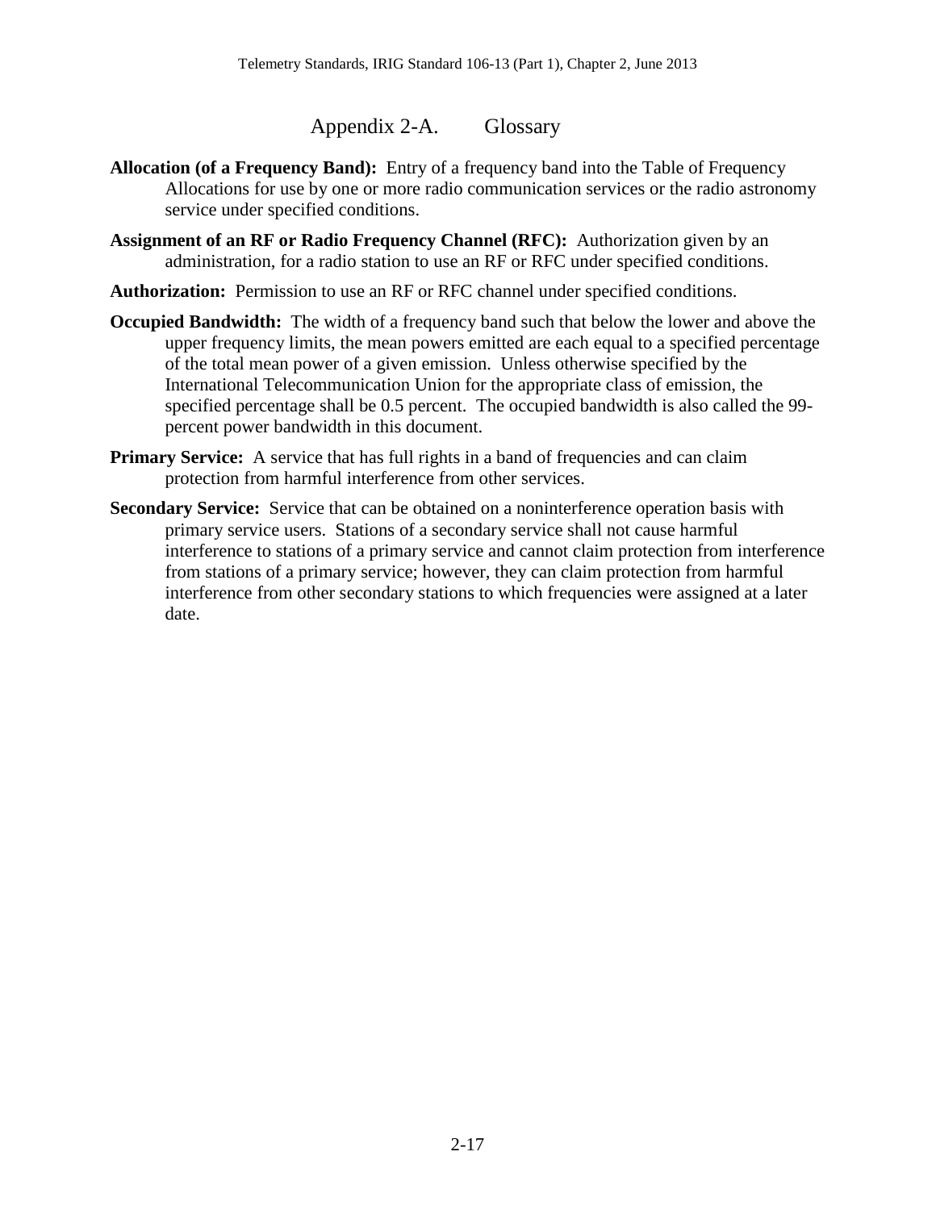# Appendix 2-A. Glossary

**Allocation (of a Frequency Band):** Entry of a frequency band into the Table of Frequency Allocations for use by one or more radio communication services or the radio astronomy service under specified conditions.

**Assignment of an RF or Radio Frequency Channel (RFC):** Authorization given by an administration, for a radio station to use an RF or RFC under specified conditions.

**Authorization:** Permission to use an RF or RFC channel under specified conditions.

**Occupied Bandwidth:** The width of a frequency band such that below the lower and above the upper frequency limits, the mean powers emitted are each equal to a specified percentage of the total mean power of a given emission. Unless otherwise specified by the International Telecommunication Union for the appropriate class of emission, the specified percentage shall be 0.5 percent. The occupied bandwidth is also called the 99-percent power bandwidth in this document.

**Primary Service:** A service that has full rights in a band of frequencies and can claim protection from harmful interference from other services.

**Secondary Service:** Service that can be obtained on a noninterference operation basis with primary service users. Stations of a secondary service shall not cause harmful interference to stations of a primary service and cannot claim protection from interference from stations of a primary service; however, they can claim protection from harmful interference from other secondary stations to which frequencies were assigned at a later date.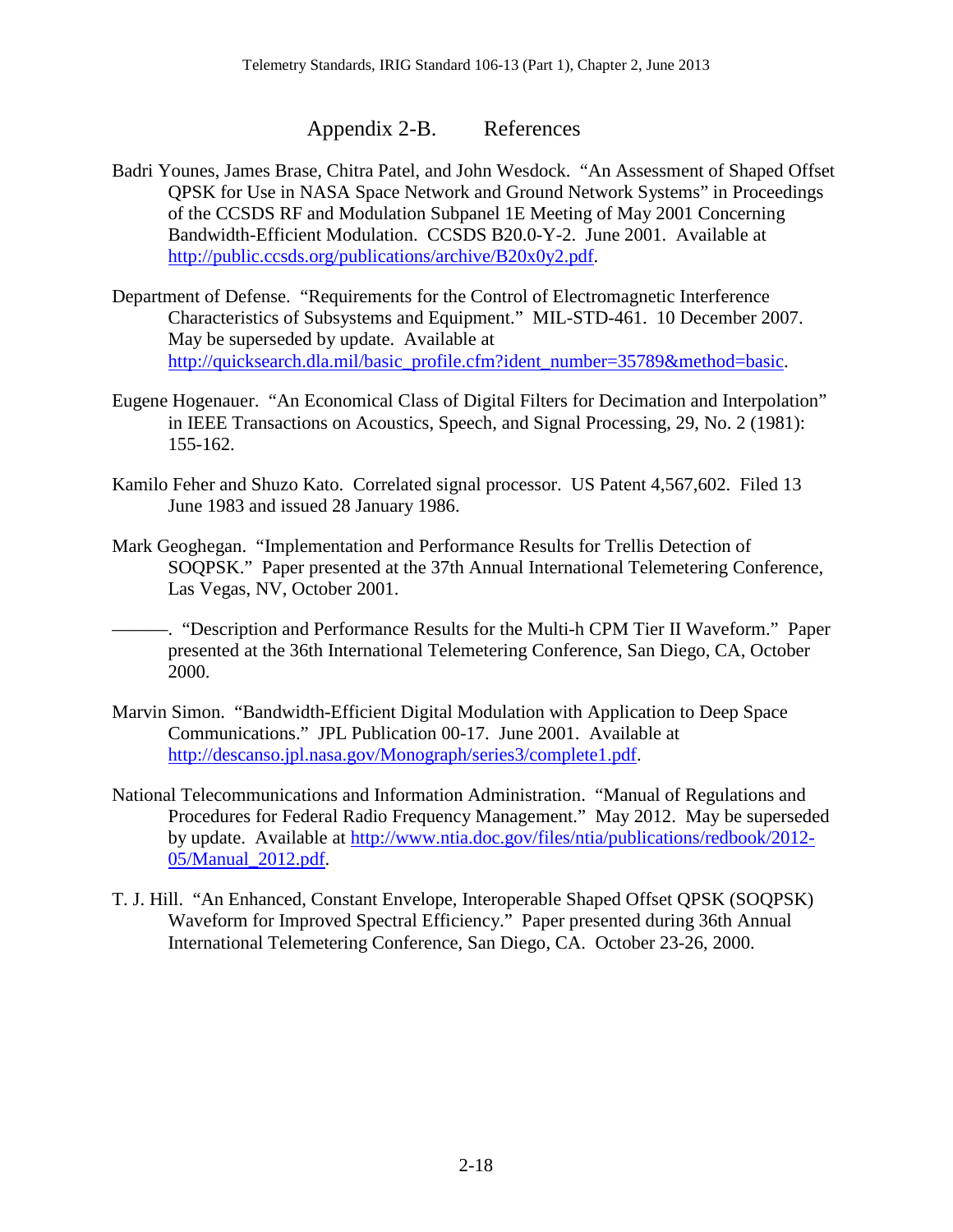# Appendix 2-B. References

Badri Younes, James Brase, Chitra Patel, and John Wesdock. "An Assessment of Shaped Offset QPSK for Use in NASA Space Network and Ground Network Systems" in Proceedings of the CCSDS RF and Modulation Subpanel 1E Meeting of May 2001 Concerning Bandwidth-Efficient Modulation. CCSDS B20.0-Y-2. June 2001. Available at http://public.ccsds.org/publications/archive/B20x0y2.pdf.

Department of Defense. "Requirements for the Control of Electromagnetic Interference Characteristics of Subsystems and Equipment." MIL-STD-461. 10 December 2007. May be superseded by update. Available at http://quicksearch.dla.mil/basic_profile.cfm?ident_number=35789&method=basic.

Eugene Hogenauer. "An Economical Class of Digital Filters for Decimation and Interpolation" in IEEE Transactions on Acoustics, Speech, and Signal Processing, 29, No. 2 (1981): 155-162.

Kamilo Feher and Shuzo Kato. Correlated signal processor. US Patent 4,567,602. Filed 13 June 1983 and issued 28 January 1986.

Mark Geoghegan. "Implementation and Performance Results for Trellis Detection of SOQPSK." Paper presented at the 37th Annual International Telemetering Conference, Las Vegas, NV, October 2001.

———. "Description and Performance Results for the Multi-h CPM Tier II Waveform." Paper presented at the 36th International Telemetering Conference, San Diego, CA, October 2000.

Marvin Simon. "Bandwidth-Efficient Digital Modulation with Application to Deep Space Communications." JPL Publication 00-17. June 2001. Available at http://descanso.jpl.nasa.gov/Monograph/series3/complete1.pdf.

National Telecommunications and Information Administration. "Manual of Regulations and Procedures for Federal Radio Frequency Management." May 2012. May be superseded by update. Available at http://www.ntia.doc.gov/files/ntia/publications/redbook/2012-05/Manual_2012.pdf.

T. J. Hill. "An Enhanced, Constant Envelope, Interoperable Shaped Offset QPSK (SOQPSK) Waveform for Improved Spectral Efficiency." Paper presented during 36th Annual International Telemetering Conference, San Diego, CA. October 23-26, 2000.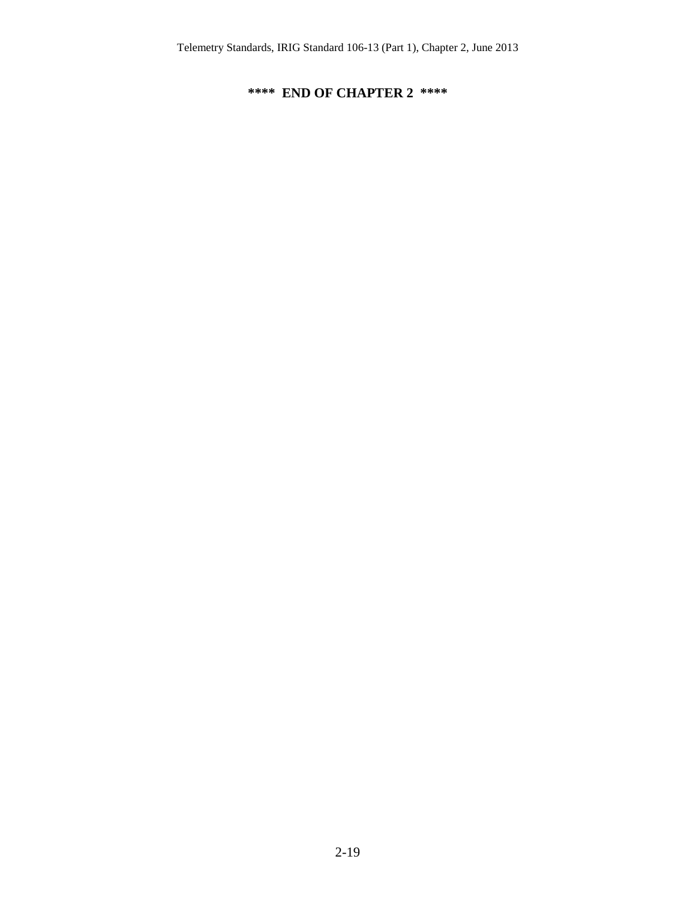**\*\*\*\*  END OF CHAPTER 2  \*\*\*\***

**** END OF CHAPTER 2 ****